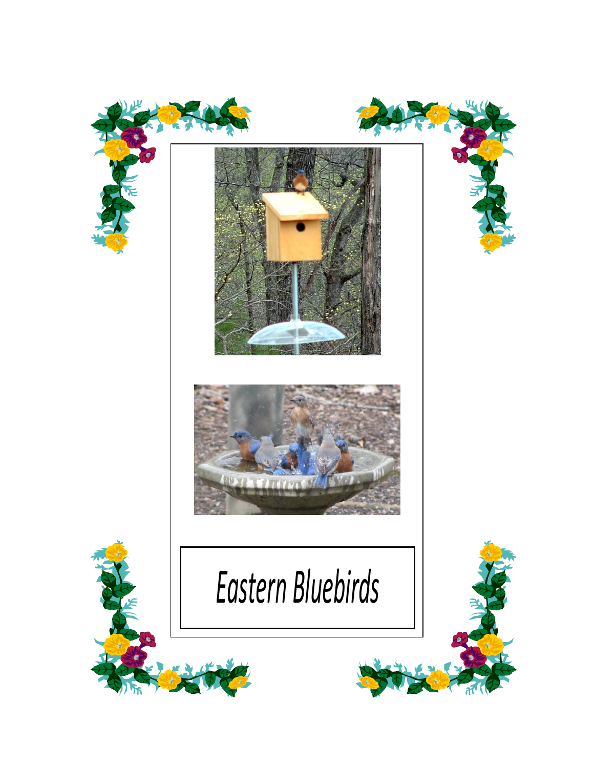# Eastern Bluebirds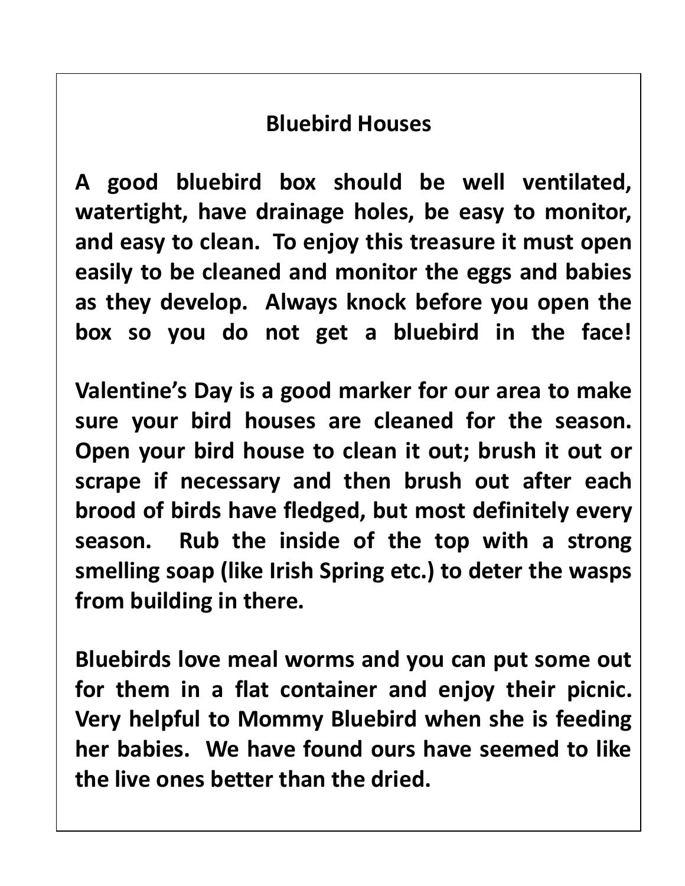## Bluebird Houses

**A good bluebird box should be well ventilated, watertight, have drainage holes, be easy to monitor, and easy to clean. To enjoy this treasure it must open easily to be cleaned and monitor the eggs and babies as they develop. Always knock before you open the box so you do not get a bluebird in the face!**

**Valentine's Day is a good marker for our area to make sure your bird houses are cleaned for the season. Open your bird house to clean it out; brush it out or scrape if necessary and then brush out after each brood of birds have fledged, but most definitely every season. Rub the inside of the top with a strong smelling soap (like Irish Spring etc.) to deter the wasps from building in there.**

**Bluebirds love meal worms and you can put some out for them in a flat container and enjoy their picnic. Very helpful to Mommy Bluebird when she is feeding her babies. We have found ours have seemed to like the live ones better than the dried.**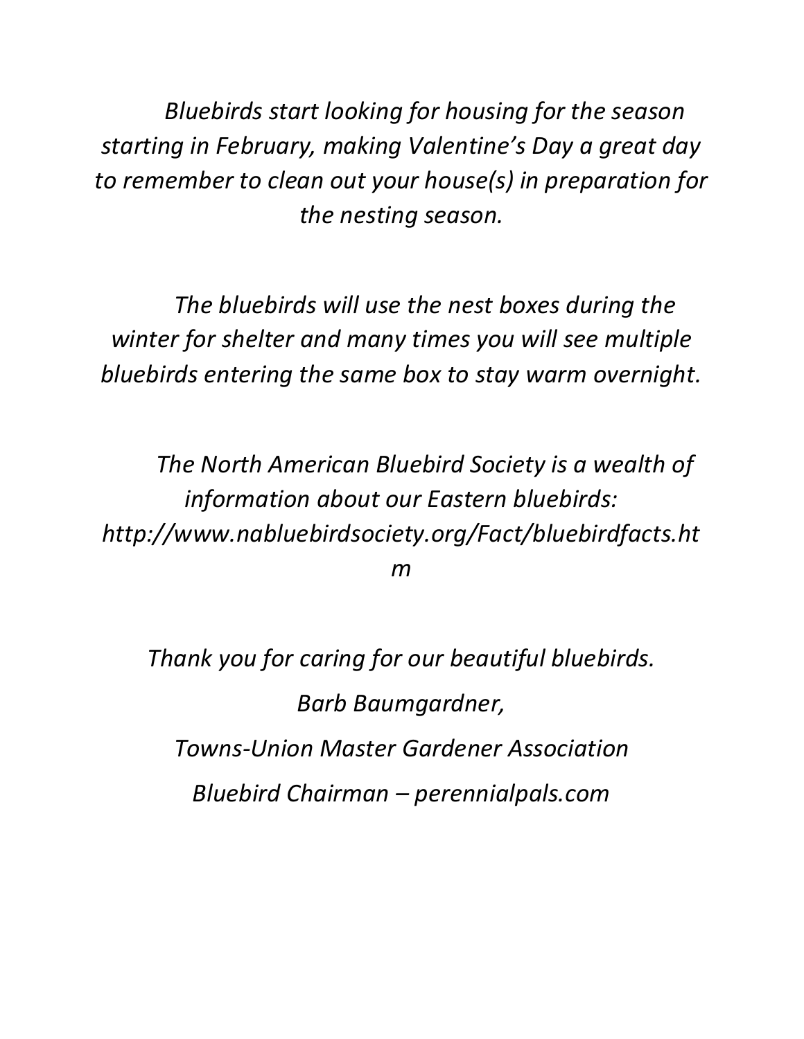*Bluebirds start looking for housing for the season starting in February, making Valentine's Day a great day to remember to clean out your house(s) in preparation for the nesting season.*

*The bluebirds will use the nest boxes during the winter for shelter and many times you will see multiple bluebirds entering the same box to stay warm overnight.*

*The North American Bluebird Society is a wealth of information about our Eastern bluebirds: http://www.nabluebirdsociety.org/Fact/bluebirdfacts.htm*

*Thank you for caring for our beautiful bluebirds.*

*Barb Baumgardner,*

*Towns-Union Master Gardener Association*

*Bluebird Chairman – perennialpals.com*